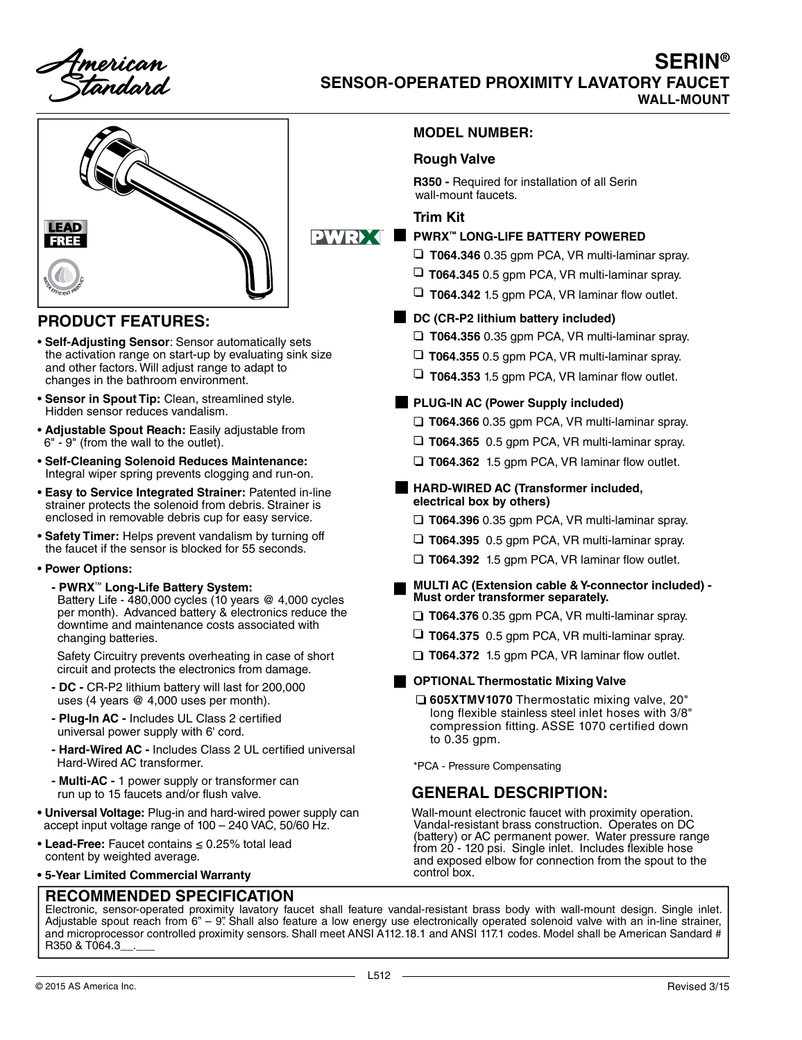American Standard

# SERIN®

## SENSOR-OPERATED PROXIMITY LAVATORY FAUCET

### WALL-MOUNT

LEAD FREE

WATER EFFICIENT PRODUCT

## PRODUCT FEATURES:

- **Self-Adjusting Sensor**: Sensor automatically sets the activation range on start-up by evaluating sink size and other factors. Will adjust range to adapt to changes in the bathroom environment.
- **Sensor in Spout Tip:** Clean, streamlined style. Hidden sensor reduces vandalism.
- **Adjustable Spout Reach:** Easily adjustable from 6" - 9" (from the wall to the outlet).
- **Self-Cleaning Solenoid Reduces Maintenance:** Integral wiper spring prevents clogging and run-on.
- **Easy to Service Integrated Strainer:** Patented in-line strainer protects the solenoid from debris. Strainer is enclosed in removable debris cup for easy service.
- **Safety Timer:** Helps prevent vandalism by turning off the faucet if the sensor is blocked for 55 seconds.
- **Power Options:**
  - **PWRX™ Long-Life Battery System:** Battery Life - 480,000 cycles (10 years @ 4,000 cycles per month). Advanced battery & electronics reduce the downtime and maintenance costs associated with changing batteries.

    Safety Circuitry prevents overheating in case of short circuit and protects the electronics from damage.
  - **DC -** CR-P2 lithium battery will last for 200,000 uses (4 years @ 4,000 uses per month).
  - **Plug-In AC -** Includes UL Class 2 certified universal power supply with 6' cord.
  - **Hard-Wired AC -** Includes Class 2 UL certified universal Hard-Wired AC transformer.
  - **Multi-AC -** 1 power supply or transformer can run up to 15 faucets and/or flush valve.
- **Universal Voltage:** Plug-in and hard-wired power supply can accept input voltage range of 100 – 240 VAC, 50/60 Hz.
- **Lead-Free:** Faucet contains ≤ 0.25% total lead content by weighted average.
- **5-Year Limited Commercial Warranty**

## MODEL NUMBER:

### Rough Valve

**R350 -** Required for installation of all Serin wall-mount faucets.

### Trim Kit

**PWRX™ LONG-LIFE BATTERY POWERED**

- ❑ **T064.346** 0.35 gpm PCA, VR multi-laminar spray.
- ❑ **T064.345** 0.5 gpm PCA, VR multi-laminar spray.
- ❑ **T064.342** 1.5 gpm PCA, VR laminar flow outlet.

**DC (CR-P2 lithium battery included)**

- ❑ **T064.356** 0.35 gpm PCA, VR multi-laminar spray.
- ❑ **T064.355** 0.5 gpm PCA, VR multi-laminar spray.
- ❑ **T064.353** 1.5 gpm PCA, VR laminar flow outlet.

**PLUG-IN AC (Power Supply included)**

- ❑ **T064.366** 0.35 gpm PCA, VR multi-laminar spray.
- ❑ **T064.365** 0.5 gpm PCA, VR multi-laminar spray.
- ❑ **T064.362** 1.5 gpm PCA, VR laminar flow outlet.

**HARD-WIRED AC (Transformer included, electrical box by others)**

- ❑ **T064.396** 0.35 gpm PCA, VR multi-laminar spray.
- ❑ **T064.395** 0.5 gpm PCA, VR multi-laminar spray.
- ❑ **T064.392** 1.5 gpm PCA, VR laminar flow outlet.

**MULTI AC (Extension cable & Y-connector included) - Must order transformer separately.**

- ❑ **T064.376** 0.35 gpm PCA, VR multi-laminar spray.
- ❑ **T064.375** 0.5 gpm PCA, VR multi-laminar spray.
- ❑ **T064.372** 1.5 gpm PCA, VR laminar flow outlet.

**OPTIONAL Thermostatic Mixing Valve**

- ❑ **605XTMV1070** Thermostatic mixing valve, 20" long flexible stainless steel inlet hoses with 3/8" compression fitting. ASSE 1070 certified down to 0.35 gpm.

*PCA - Pressure Compensating

## GENERAL DESCRIPTION:

Wall-mount electronic faucet with proximity operation. Vandal-resistant brass construction. Operates on DC (battery) or AC permanent power. Water pressure range from 20 - 120 psi. Single inlet. Includes flexible hose and exposed elbow for connection from the spout to the control box.

## RECOMMENDED SPECIFICATION

Electronic, sensor-operated proximity lavatory faucet shall feature vandal-resistant brass body with wall-mount design. Single inlet. Adjustable spout reach from 6" – 9". Shall also feature a low energy use electronically operated solenoid valve with an in-line strainer, and microprocessor controlled proximity sensors. Shall meet ANSI A112.18.1 and ANSI 117.1 codes. Model shall be American Sandard # R350 & T064.3__.___

L512

© 2015 AS America Inc.

Revised 3/15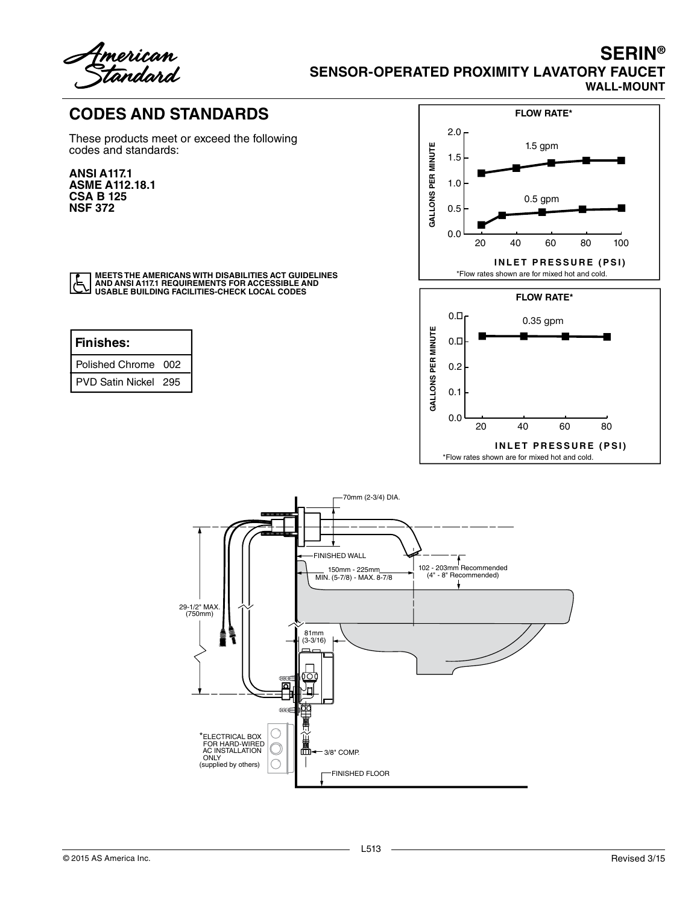# SERIN®

## SENSOR-OPERATED PROXIMITY LAVATORY FAUCET

### WALL-MOUNT

## CODES AND STANDARDS

These products meet or exceed the following codes and standards:

**ANSI A117.1**
**ASME A112.18.1**
**CSA B 125**
**NSF 372**

**MEETS THE AMERICANS WITH DISABILITIES ACT GUIDELINES AND ANSI A117.1 REQUIREMENTS FOR ACCESSIBLE AND USABLE BUILDING FACILITIES-CHECK LOCAL CODES**

| Finishes: | |
|---|---|
| Polished Chrome | 002 |
| PVD Satin Nickel | 295 |

FLOW RATE*

GALLONS PER MINUTE

2.0
1.5
1.0
0.5
0.0

1.5 gpm

0.5 gpm

20 40 60 80 100

INLET PRESSURE (PSI)

*Flow rates shown are for mixed hot and cold.

FLOW RATE*

GALLONS PER MINUTE

0.□
0.□
0.2
0.1
0.0

0.35 gpm

20 40 60 80

INLET PRESSURE (PSI)

*Flow rates shown are for mixed hot and cold.

70mm (2-3/4) DIA.

FINISHED WALL

150mm - 225mm MIN. (5-7/8) - MAX. 8-7/8

102 - 203mm Recommended (4" - 8" Recommended)

29-1/2" MAX. (750mm)

81mm (3-3/16)

*ELECTRICAL BOX FOR HARD-WIRED AC INSTALLATION ONLY (supplied by others)

3/8" COMP.

FINISHED FLOOR

L513

© 2015 AS America Inc.

Revised 3/15